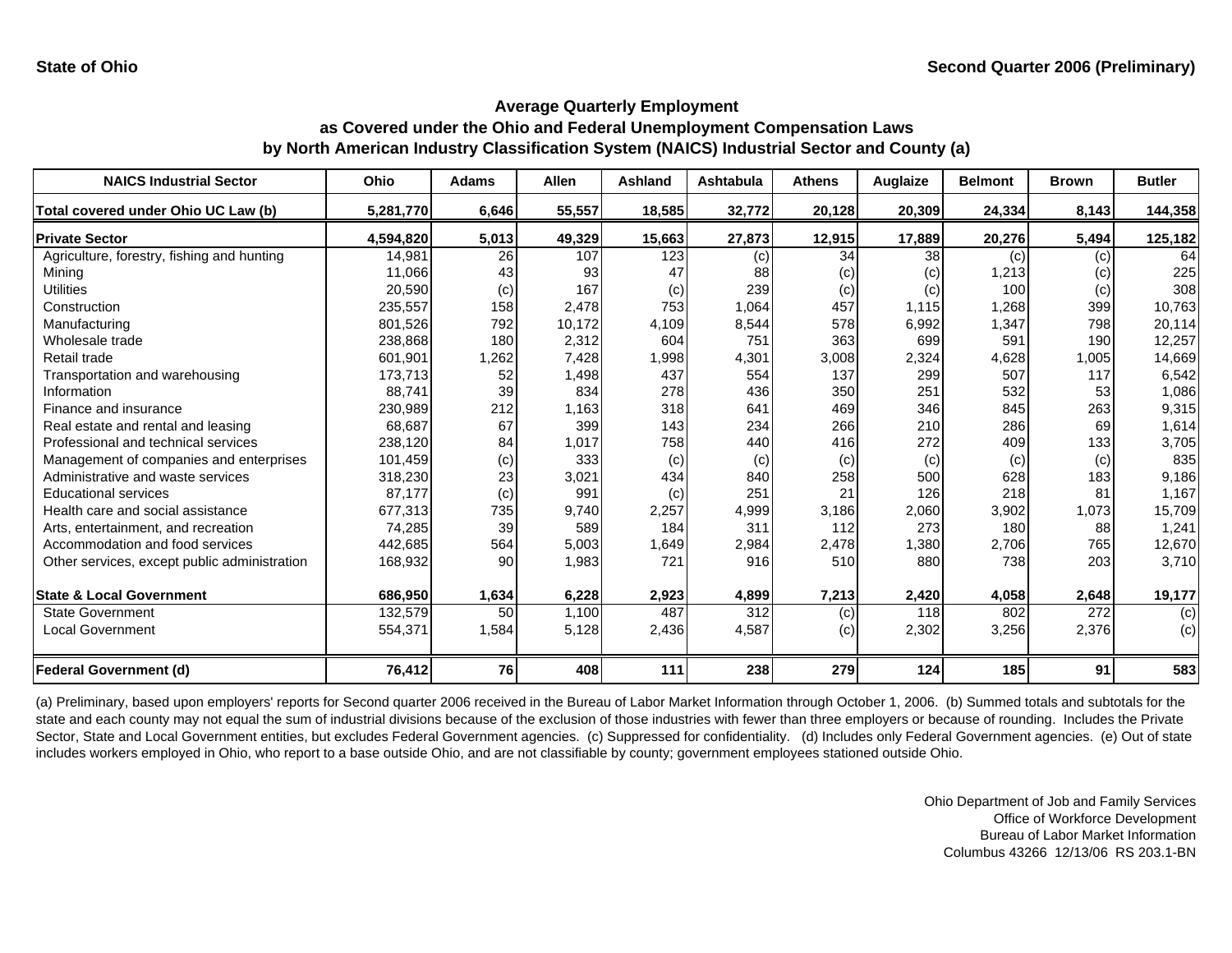State of Ohio

Second Quarter 2006 (Preliminary)

## Average Quarterly Employment as Covered under the Ohio and Federal Unemployment Compensation Laws by North American Industry Classification System (NAICS) Industrial Sector and County (a)

| NAICS Industrial Sector | Ohio | Adams | Allen | Ashland | Ashtabula | Athens | Auglaize | Belmont | Brown | Butler |
|---|---|---|---|---|---|---|---|---|---|---|
| **Total covered under Ohio UC Law (b)** | **5,281,770** | **6,646** | **55,557** | **18,585** | **32,772** | **20,128** | **20,309** | **24,334** | **8,143** | **144,358** |
| **Private Sector** | **4,594,820** | **5,013** | **49,329** | **15,663** | **27,873** | **12,915** | **17,889** | **20,276** | **5,494** | **125,182** |
| Agriculture, forestry, fishing and hunting | 14,981 | 26 | 107 | 123 | (c) | 34 | 38 | (c) | (c) | 64 |
| Mining | 11,066 | 43 | 93 | 47 | 88 | (c) | (c) | 1,213 | (c) | 225 |
| Utilities | 20,590 | (c) | 167 | (c) | 239 | (c) | (c) | 100 | (c) | 308 |
| Construction | 235,557 | 158 | 2,478 | 753 | 1,064 | 457 | 1,115 | 1,268 | 399 | 10,763 |
| Manufacturing | 801,526 | 792 | 10,172 | 4,109 | 8,544 | 578 | 6,992 | 1,347 | 798 | 20,114 |
| Wholesale trade | 238,868 | 180 | 2,312 | 604 | 751 | 363 | 699 | 591 | 190 | 12,257 |
| Retail trade | 601,901 | 1,262 | 7,428 | 1,998 | 4,301 | 3,008 | 2,324 | 4,628 | 1,005 | 14,669 |
| Transportation and warehousing | 173,713 | 52 | 1,498 | 437 | 554 | 137 | 299 | 507 | 117 | 6,542 |
| Information | 88,741 | 39 | 834 | 278 | 436 | 350 | 251 | 532 | 53 | 1,086 |
| Finance and insurance | 230,989 | 212 | 1,163 | 318 | 641 | 469 | 346 | 845 | 263 | 9,315 |
| Real estate and rental and leasing | 68,687 | 67 | 399 | 143 | 234 | 266 | 210 | 286 | 69 | 1,614 |
| Professional and technical services | 238,120 | 84 | 1,017 | 758 | 440 | 416 | 272 | 409 | 133 | 3,705 |
| Management of companies and enterprises | 101,459 | (c) | 333 | (c) | (c) | (c) | (c) | (c) | (c) | 835 |
| Administrative and waste services | 318,230 | 23 | 3,021 | 434 | 840 | 258 | 500 | 628 | 183 | 9,186 |
| Educational services | 87,177 | (c) | 991 | (c) | 251 | 21 | 126 | 218 | 81 | 1,167 |
| Health care and social assistance | 677,313 | 735 | 9,740 | 2,257 | 4,999 | 3,186 | 2,060 | 3,902 | 1,073 | 15,709 |
| Arts, entertainment, and recreation | 74,285 | 39 | 589 | 184 | 311 | 112 | 273 | 180 | 88 | 1,241 |
| Accommodation and food services | 442,685 | 564 | 5,003 | 1,649 | 2,984 | 2,478 | 1,380 | 2,706 | 765 | 12,670 |
| Other services, except public administration | 168,932 | 90 | 1,983 | 721 | 916 | 510 | 880 | 738 | 203 | 3,710 |
| **State & Local Government** | **686,950** | **1,634** | **6,228** | **2,923** | **4,899** | **7,213** | **2,420** | **4,058** | **2,648** | **19,177** |
| State Government | 132,579 | 50 | 1,100 | 487 | 312 | (c) | 118 | 802 | 272 | (c) |
| Local Government | 554,371 | 1,584 | 5,128 | 2,436 | 4,587 | (c) | 2,302 | 3,256 | 2,376 | (c) |
| **Federal Government (d)** | **76,412** | **76** | **408** | **111** | **238** | **279** | **124** | **185** | **91** | **583** |

(a) Preliminary, based upon employers' reports for Second quarter 2006 received in the Bureau of Labor Market Information through October 1, 2006. (b) Summed totals and subtotals for the state and each county may not equal the sum of industrial divisions because of the exclusion of those industries with fewer than three employers or because of rounding. Includes the Private Sector, State and Local Government entities, but excludes Federal Government agencies. (c) Suppressed for confidentiality. (d) Includes only Federal Government agencies. (e) Out of state includes workers employed in Ohio, who report to a base outside Ohio, and are not classifiable by county; government employees stationed outside Ohio.

Ohio Department of Job and Family Services
Office of Workforce Development
Bureau of Labor Market Information
Columbus 43266 12/13/06 RS 203.1-BN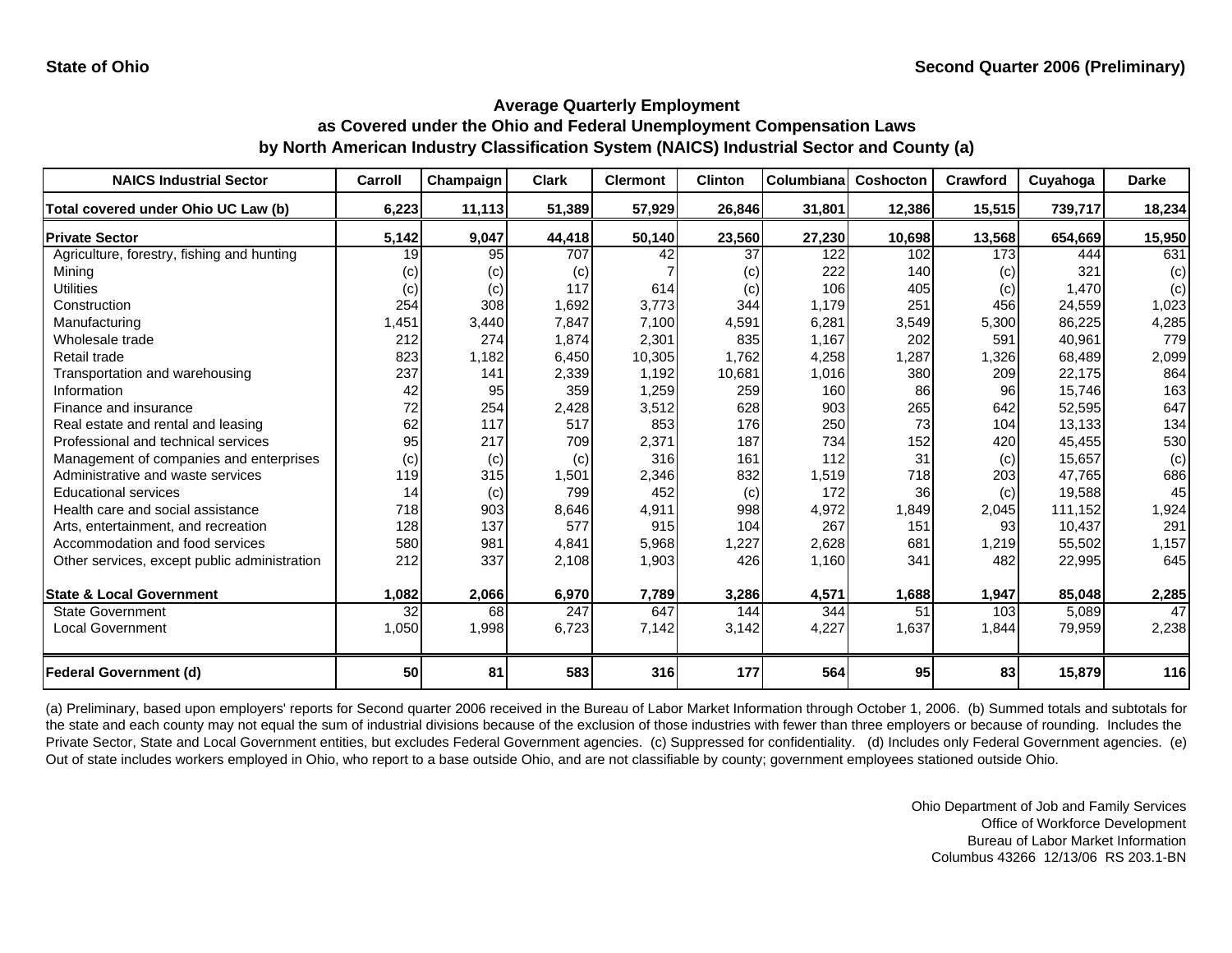**State of Ohio** | **Second Quarter 2006 (Preliminary)**

## Average Quarterly Employment as Covered under the Ohio and Federal Unemployment Compensation Laws by North American Industry Classification System (NAICS) Industrial Sector and County (a)

| NAICS Industrial Sector | Carroll | Champaign | Clark | Clermont | Clinton | Columbiana | Coshocton | Crawford | Cuyahoga | Darke |
|---|---|---|---|---|---|---|---|---|---|---|
| **Total covered under Ohio UC Law (b)** | **6,223** | **11,113** | **51,389** | **57,929** | **26,846** | **31,801** | **12,386** | **15,515** | **739,717** | **18,234** |
| **Private Sector** | **5,142** | **9,047** | **44,418** | **50,140** | **23,560** | **27,230** | **10,698** | **13,568** | **654,669** | **15,950** |
| Agriculture, forestry, fishing and hunting | 19 | 95 | 707 | 42 | 37 | 122 | 102 | 173 | 444 | 631 |
| Mining | (c) | (c) | (c) | 7 | (c) | 222 | 140 | (c) | 321 | (c) |
| Utilities | (c) | (c) | 117 | 614 | (c) | 106 | 405 | (c) | 1,470 | (c) |
| Construction | 254 | 308 | 1,692 | 3,773 | 344 | 1,179 | 251 | 456 | 24,559 | 1,023 |
| Manufacturing | 1,451 | 3,440 | 7,847 | 7,100 | 4,591 | 6,281 | 3,549 | 5,300 | 86,225 | 4,285 |
| Wholesale trade | 212 | 274 | 1,874 | 2,301 | 835 | 1,167 | 202 | 591 | 40,961 | 779 |
| Retail trade | 823 | 1,182 | 6,450 | 10,305 | 1,762 | 4,258 | 1,287 | 1,326 | 68,489 | 2,099 |
| Transportation and warehousing | 237 | 141 | 2,339 | 1,192 | 10,681 | 1,016 | 380 | 209 | 22,175 | 864 |
| Information | 42 | 95 | 359 | 1,259 | 259 | 160 | 86 | 96 | 15,746 | 163 |
| Finance and insurance | 72 | 254 | 2,428 | 3,512 | 628 | 903 | 265 | 642 | 52,595 | 647 |
| Real estate and rental and leasing | 62 | 117 | 517 | 853 | 176 | 250 | 73 | 104 | 13,133 | 134 |
| Professional and technical services | 95 | 217 | 709 | 2,371 | 187 | 734 | 152 | 420 | 45,455 | 530 |
| Management of companies and enterprises | (c) | (c) | (c) | 316 | 161 | 112 | 31 | (c) | 15,657 | (c) |
| Administrative and waste services | 119 | 315 | 1,501 | 2,346 | 832 | 1,519 | 718 | 203 | 47,765 | 686 |
| Educational services | 14 | (c) | 799 | 452 | (c) | 172 | 36 | (c) | 19,588 | 45 |
| Health care and social assistance | 718 | 903 | 8,646 | 4,911 | 998 | 4,972 | 1,849 | 2,045 | 111,152 | 1,924 |
| Arts, entertainment, and recreation | 128 | 137 | 577 | 915 | 104 | 267 | 151 | 93 | 10,437 | 291 |
| Accommodation and food services | 580 | 981 | 4,841 | 5,968 | 1,227 | 2,628 | 681 | 1,219 | 55,502 | 1,157 |
| Other services, except public administration | 212 | 337 | 2,108 | 1,903 | 426 | 1,160 | 341 | 482 | 22,995 | 645 |
| **State & Local Government** | **1,082** | **2,066** | **6,970** | **7,789** | **3,286** | **4,571** | **1,688** | **1,947** | **85,048** | **2,285** |
| State Government | 32 | 68 | 247 | 647 | 144 | 344 | 51 | 103 | 5,089 | 47 |
| Local Government | 1,050 | 1,998 | 6,723 | 7,142 | 3,142 | 4,227 | 1,637 | 1,844 | 79,959 | 2,238 |
| **Federal Government (d)** | **50** | **81** | **583** | **316** | **177** | **564** | **95** | **83** | **15,879** | **116** |

(a) Preliminary, based upon employers' reports for Second quarter 2006 received in the Bureau of Labor Market Information through October 1, 2006. (b) Summed totals and subtotals for the state and each county may not equal the sum of industrial divisions because of the exclusion of those industries with fewer than three employers or because of rounding. Includes the Private Sector, State and Local Government entities, but excludes Federal Government agencies. (c) Suppressed for confidentiality. (d) Includes only Federal Government agencies. (e) Out of state includes workers employed in Ohio, who report to a base outside Ohio, and are not classifiable by county; government employees stationed outside Ohio.

Ohio Department of Job and Family Services
Office of Workforce Development
Bureau of Labor Market Information
Columbus 43266 12/13/06 RS 203.1-BN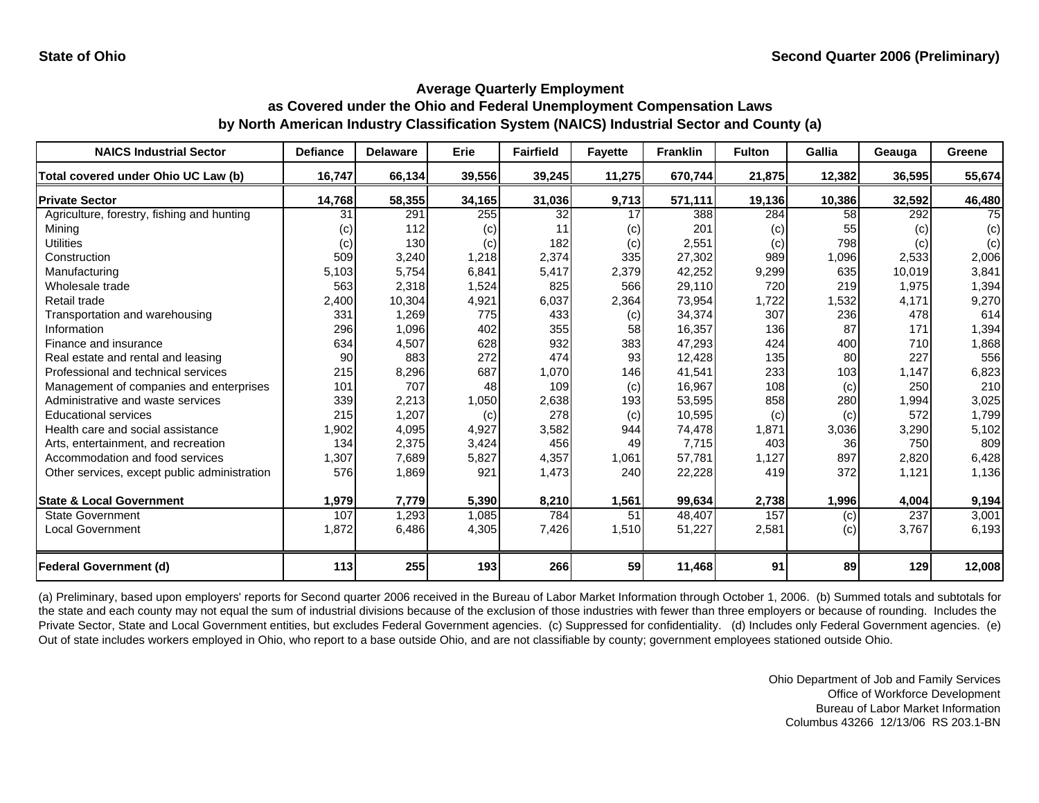**State of Ohio** **Second Quarter 2006 (Preliminary)**

## Average Quarterly Employment as Covered under the Ohio and Federal Unemployment Compensation Laws by North American Industry Classification System (NAICS) Industrial Sector and County (a)

| NAICS Industrial Sector | Defiance | Delaware | Erie | Fairfield | Fayette | Franklin | Fulton | Gallia | Geauga | Greene |
|---|---|---|---|---|---|---|---|---|---|---|
| **Total covered under Ohio UC Law (b)** | **16,747** | **66,134** | **39,556** | **39,245** | **11,275** | **670,744** | **21,875** | **12,382** | **36,595** | **55,674** |
| **Private Sector** | **14,768** | **58,355** | **34,165** | **31,036** | **9,713** | **571,111** | **19,136** | **10,386** | **32,592** | **46,480** |
| Agriculture, forestry, fishing and hunting | 31 | 291 | 255 | 32 | 17 | 388 | 284 | 58 | 292 | 75 |
| Mining | (c) | 112 | (c) | 11 | (c) | 201 | (c) | 55 | (c) | (c) |
| Utilities | (c) | 130 | (c) | 182 | (c) | 2,551 | (c) | 798 | (c) | (c) |
| Construction | 509 | 3,240 | 1,218 | 2,374 | 335 | 27,302 | 989 | 1,096 | 2,533 | 2,006 |
| Manufacturing | 5,103 | 5,754 | 6,841 | 5,417 | 2,379 | 42,252 | 9,299 | 635 | 10,019 | 3,841 |
| Wholesale trade | 563 | 2,318 | 1,524 | 825 | 566 | 29,110 | 720 | 219 | 1,975 | 1,394 |
| Retail trade | 2,400 | 10,304 | 4,921 | 6,037 | 2,364 | 73,954 | 1,722 | 1,532 | 4,171 | 9,270 |
| Transportation and warehousing | 331 | 1,269 | 775 | 433 | (c) | 34,374 | 307 | 236 | 478 | 614 |
| Information | 296 | 1,096 | 402 | 355 | 58 | 16,357 | 136 | 87 | 171 | 1,394 |
| Finance and insurance | 634 | 4,507 | 628 | 932 | 383 | 47,293 | 424 | 400 | 710 | 1,868 |
| Real estate and rental and leasing | 90 | 883 | 272 | 474 | 93 | 12,428 | 135 | 80 | 227 | 556 |
| Professional and technical services | 215 | 8,296 | 687 | 1,070 | 146 | 41,541 | 233 | 103 | 1,147 | 6,823 |
| Management of companies and enterprises | 101 | 707 | 48 | 109 | (c) | 16,967 | 108 | (c) | 250 | 210 |
| Administrative and waste services | 339 | 2,213 | 1,050 | 2,638 | 193 | 53,595 | 858 | 280 | 1,994 | 3,025 |
| Educational services | 215 | 1,207 | (c) | 278 | (c) | 10,595 | (c) | (c) | 572 | 1,799 |
| Health care and social assistance | 1,902 | 4,095 | 4,927 | 3,582 | 944 | 74,478 | 1,871 | 3,036 | 3,290 | 5,102 |
| Arts, entertainment, and recreation | 134 | 2,375 | 3,424 | 456 | 49 | 7,715 | 403 | 36 | 750 | 809 |
| Accommodation and food services | 1,307 | 7,689 | 5,827 | 4,357 | 1,061 | 57,781 | 1,127 | 897 | 2,820 | 6,428 |
| Other services, except public administration | 576 | 1,869 | 921 | 1,473 | 240 | 22,228 | 419 | 372 | 1,121 | 1,136 |
| **State & Local Government** | **1,979** | **7,779** | **5,390** | **8,210** | **1,561** | **99,634** | **2,738** | **1,996** | **4,004** | **9,194** |
| State Government | 107 | 1,293 | 1,085 | 784 | 51 | 48,407 | 157 | (c) | 237 | 3,001 |
| Local Government | 1,872 | 6,486 | 4,305 | 7,426 | 1,510 | 51,227 | 2,581 | (c) | 3,767 | 6,193 |
| **Federal Government (d)** | **113** | **255** | **193** | **266** | **59** | **11,468** | **91** | **89** | **129** | **12,008** |

(a) Preliminary, based upon employers' reports for Second quarter 2006 received in the Bureau of Labor Market Information through October 1, 2006. (b) Summed totals and subtotals for the state and each county may not equal the sum of industrial divisions because of the exclusion of those industries with fewer than three employers or because of rounding. Includes the Private Sector, State and Local Government entities, but excludes Federal Government agencies. (c) Suppressed for confidentiality. (d) Includes only Federal Government agencies. (e) Out of state includes workers employed in Ohio, who report to a base outside Ohio, and are not classifiable by county; government employees stationed outside Ohio.

Ohio Department of Job and Family Services
Office of Workforce Development
Bureau of Labor Market Information
Columbus 43266 12/13/06 RS 203.1-BN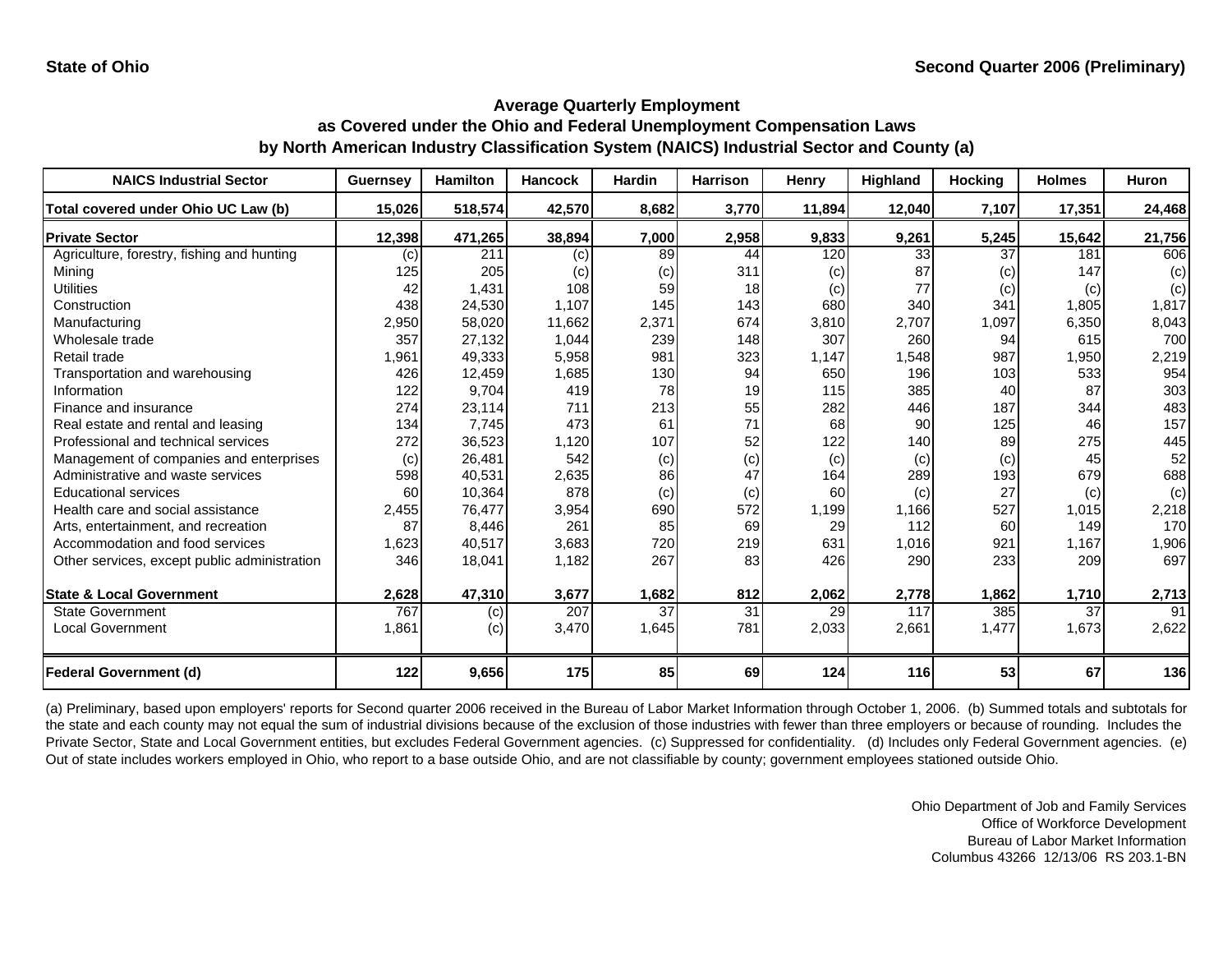State of Ohio

Second Quarter 2006 (Preliminary)

## Average Quarterly Employment
## as Covered under the Ohio and Federal Unemployment Compensation Laws
## by North American Industry Classification System (NAICS) Industrial Sector and County (a)

| NAICS Industrial Sector | Guernsey | Hamilton | Hancock | Hardin | Harrison | Henry | Highland | Hocking | Holmes | Huron |
|---|---|---|---|---|---|---|---|---|---|---|
| **Total covered under Ohio UC Law (b)** | **15,026** | **518,574** | **42,570** | **8,682** | **3,770** | **11,894** | **12,040** | **7,107** | **17,351** | **24,468** |
| **Private Sector** | **12,398** | **471,265** | **38,894** | **7,000** | **2,958** | **9,833** | **9,261** | **5,245** | **15,642** | **21,756** |
| Agriculture, forestry, fishing and hunting | (c) | 211 | (c) | 89 | 44 | 120 | 33 | 37 | 181 | 606 |
| Mining | 125 | 205 | (c) | (c) | 311 | (c) | 87 | (c) | 147 | (c) |
| Utilities | 42 | 1,431 | 108 | 59 | 18 | (c) | 77 | (c) | (c) | (c) |
| Construction | 438 | 24,530 | 1,107 | 145 | 143 | 680 | 340 | 341 | 1,805 | 1,817 |
| Manufacturing | 2,950 | 58,020 | 11,662 | 2,371 | 674 | 3,810 | 2,707 | 1,097 | 6,350 | 8,043 |
| Wholesale trade | 357 | 27,132 | 1,044 | 239 | 148 | 307 | 260 | 94 | 615 | 700 |
| Retail trade | 1,961 | 49,333 | 5,958 | 981 | 323 | 1,147 | 1,548 | 987 | 1,950 | 2,219 |
| Transportation and warehousing | 426 | 12,459 | 1,685 | 130 | 94 | 650 | 196 | 103 | 533 | 954 |
| Information | 122 | 9,704 | 419 | 78 | 19 | 115 | 385 | 40 | 87 | 303 |
| Finance and insurance | 274 | 23,114 | 711 | 213 | 55 | 282 | 446 | 187 | 344 | 483 |
| Real estate and rental and leasing | 134 | 7,745 | 473 | 61 | 71 | 68 | 90 | 125 | 46 | 157 |
| Professional and technical services | 272 | 36,523 | 1,120 | 107 | 52 | 122 | 140 | 89 | 275 | 445 |
| Management of companies and enterprises | (c) | 26,481 | 542 | (c) | (c) | (c) | (c) | (c) | 45 | 52 |
| Administrative and waste services | 598 | 40,531 | 2,635 | 86 | 47 | 164 | 289 | 193 | 679 | 688 |
| Educational services | 60 | 10,364 | 878 | (c) | (c) | 60 | (c) | 27 | (c) | (c) |
| Health care and social assistance | 2,455 | 76,477 | 3,954 | 690 | 572 | 1,199 | 1,166 | 527 | 1,015 | 2,218 |
| Arts, entertainment, and recreation | 87 | 8,446 | 261 | 85 | 69 | 29 | 112 | 60 | 149 | 170 |
| Accommodation and food services | 1,623 | 40,517 | 3,683 | 720 | 219 | 631 | 1,016 | 921 | 1,167 | 1,906 |
| Other services, except public administration | 346 | 18,041 | 1,182 | 267 | 83 | 426 | 290 | 233 | 209 | 697 |
| **State & Local Government** | **2,628** | **47,310** | **3,677** | **1,682** | **812** | **2,062** | **2,778** | **1,862** | **1,710** | **2,713** |
| State Government | 767 | (c) | 207 | 37 | 31 | 29 | 117 | 385 | 37 | 91 |
| Local Government | 1,861 | (c) | 3,470 | 1,645 | 781 | 2,033 | 2,661 | 1,477 | 1,673 | 2,622 |
| **Federal Government (d)** | **122** | **9,656** | **175** | **85** | **69** | **124** | **116** | **53** | **67** | **136** |

(a) Preliminary, based upon employers' reports for Second quarter 2006 received in the Bureau of Labor Market Information through October 1, 2006. (b) Summed totals and subtotals for the state and each county may not equal the sum of industrial divisions because of the exclusion of those industries with fewer than three employers or because of rounding. Includes the Private Sector, State and Local Government entities, but excludes Federal Government agencies. (c) Suppressed for confidentiality. (d) Includes only Federal Government agencies. (e) Out of state includes workers employed in Ohio, who report to a base outside Ohio, and are not classifiable by county; government employees stationed outside Ohio.

Ohio Department of Job and Family Services
Office of Workforce Development
Bureau of Labor Market Information
Columbus 43266 12/13/06 RS 203.1-BN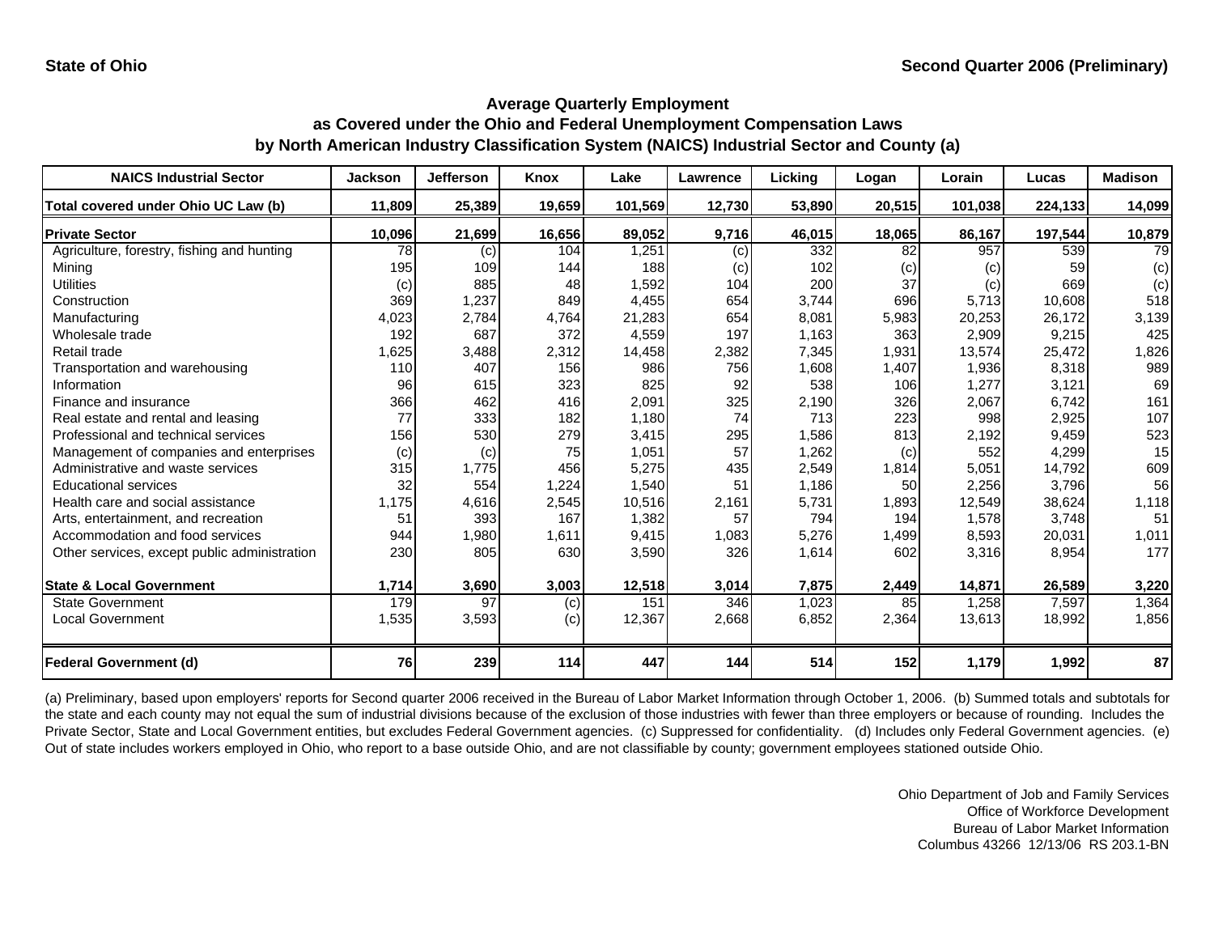State of Ohio | Second Quarter 2006 (Preliminary)

## Average Quarterly Employment as Covered under the Ohio and Federal Unemployment Compensation Laws by North American Industry Classification System (NAICS) Industrial Sector and County (a)

| NAICS Industrial Sector | Jackson | Jefferson | Knox | Lake | Lawrence | Licking | Logan | Lorain | Lucas | Madison |
|---|---|---|---|---|---|---|---|---|---|---|
| **Total covered under Ohio UC Law (b)** | **11,809** | **25,389** | **19,659** | **101,569** | **12,730** | **53,890** | **20,515** | **101,038** | **224,133** | **14,099** |
| **Private Sector** | **10,096** | **21,699** | **16,656** | **89,052** | **9,716** | **46,015** | **18,065** | **86,167** | **197,544** | **10,879** |
| Agriculture, forestry, fishing and hunting | 78 | (c) | 104 | 1,251 | (c) | 332 | 82 | 957 | 539 | 79 |
| Mining | 195 | 109 | 144 | 188 | (c) | 102 | (c) | (c) | 59 | (c) |
| Utilities | (c) | 885 | 48 | 1,592 | 104 | 200 | 37 | (c) | 669 | (c) |
| Construction | 369 | 1,237 | 849 | 4,455 | 654 | 3,744 | 696 | 5,713 | 10,608 | 518 |
| Manufacturing | 4,023 | 2,784 | 4,764 | 21,283 | 654 | 8,081 | 5,983 | 20,253 | 26,172 | 3,139 |
| Wholesale trade | 192 | 687 | 372 | 4,559 | 197 | 1,163 | 363 | 2,909 | 9,215 | 425 |
| Retail trade | 1,625 | 3,488 | 2,312 | 14,458 | 2,382 | 7,345 | 1,931 | 13,574 | 25,472 | 1,826 |
| Transportation and warehousing | 110 | 407 | 156 | 986 | 756 | 1,608 | 1,407 | 1,936 | 8,318 | 989 |
| Information | 96 | 615 | 323 | 825 | 92 | 538 | 106 | 1,277 | 3,121 | 69 |
| Finance and insurance | 366 | 462 | 416 | 2,091 | 325 | 2,190 | 326 | 2,067 | 6,742 | 161 |
| Real estate and rental and leasing | 77 | 333 | 182 | 1,180 | 74 | 713 | 223 | 998 | 2,925 | 107 |
| Professional and technical services | 156 | 530 | 279 | 3,415 | 295 | 1,586 | 813 | 2,192 | 9,459 | 523 |
| Management of companies and enterprises | (c) | (c) | 75 | 1,051 | 57 | 1,262 | (c) | 552 | 4,299 | 15 |
| Administrative and waste services | 315 | 1,775 | 456 | 5,275 | 435 | 2,549 | 1,814 | 5,051 | 14,792 | 609 |
| Educational services | 32 | 554 | 1,224 | 1,540 | 51 | 1,186 | 50 | 2,256 | 3,796 | 56 |
| Health care and social assistance | 1,175 | 4,616 | 2,545 | 10,516 | 2,161 | 5,731 | 1,893 | 12,549 | 38,624 | 1,118 |
| Arts, entertainment, and recreation | 51 | 393 | 167 | 1,382 | 57 | 794 | 194 | 1,578 | 3,748 | 51 |
| Accommodation and food services | 944 | 1,980 | 1,611 | 9,415 | 1,083 | 5,276 | 1,499 | 8,593 | 20,031 | 1,011 |
| Other services, except public administration | 230 | 805 | 630 | 3,590 | 326 | 1,614 | 602 | 3,316 | 8,954 | 177 |
| **State & Local Government** | **1,714** | **3,690** | **3,003** | **12,518** | **3,014** | **7,875** | **2,449** | **14,871** | **26,589** | **3,220** |
| State Government | 179 | 97 | (c) | 151 | 346 | 1,023 | 85 | 1,258 | 7,597 | 1,364 |
| Local Government | 1,535 | 3,593 | (c) | 12,367 | 2,668 | 6,852 | 2,364 | 13,613 | 18,992 | 1,856 |
| **Federal Government (d)** | **76** | **239** | **114** | **447** | **144** | **514** | **152** | **1,179** | **1,992** | **87** |

(a) Preliminary, based upon employers' reports for Second quarter 2006 received in the Bureau of Labor Market Information through October 1, 2006. (b) Summed totals and subtotals for the state and each county may not equal the sum of industrial divisions because of the exclusion of those industries with fewer than three employers or because of rounding. Includes the Private Sector, State and Local Government entities, but excludes Federal Government agencies. (c) Suppressed for confidentiality. (d) Includes only Federal Government agencies. (e) Out of state includes workers employed in Ohio, who report to a base outside Ohio, and are not classifiable by county; government employees stationed outside Ohio.

Ohio Department of Job and Family Services
Office of Workforce Development
Bureau of Labor Market Information
Columbus 43266 12/13/06 RS 203.1-BN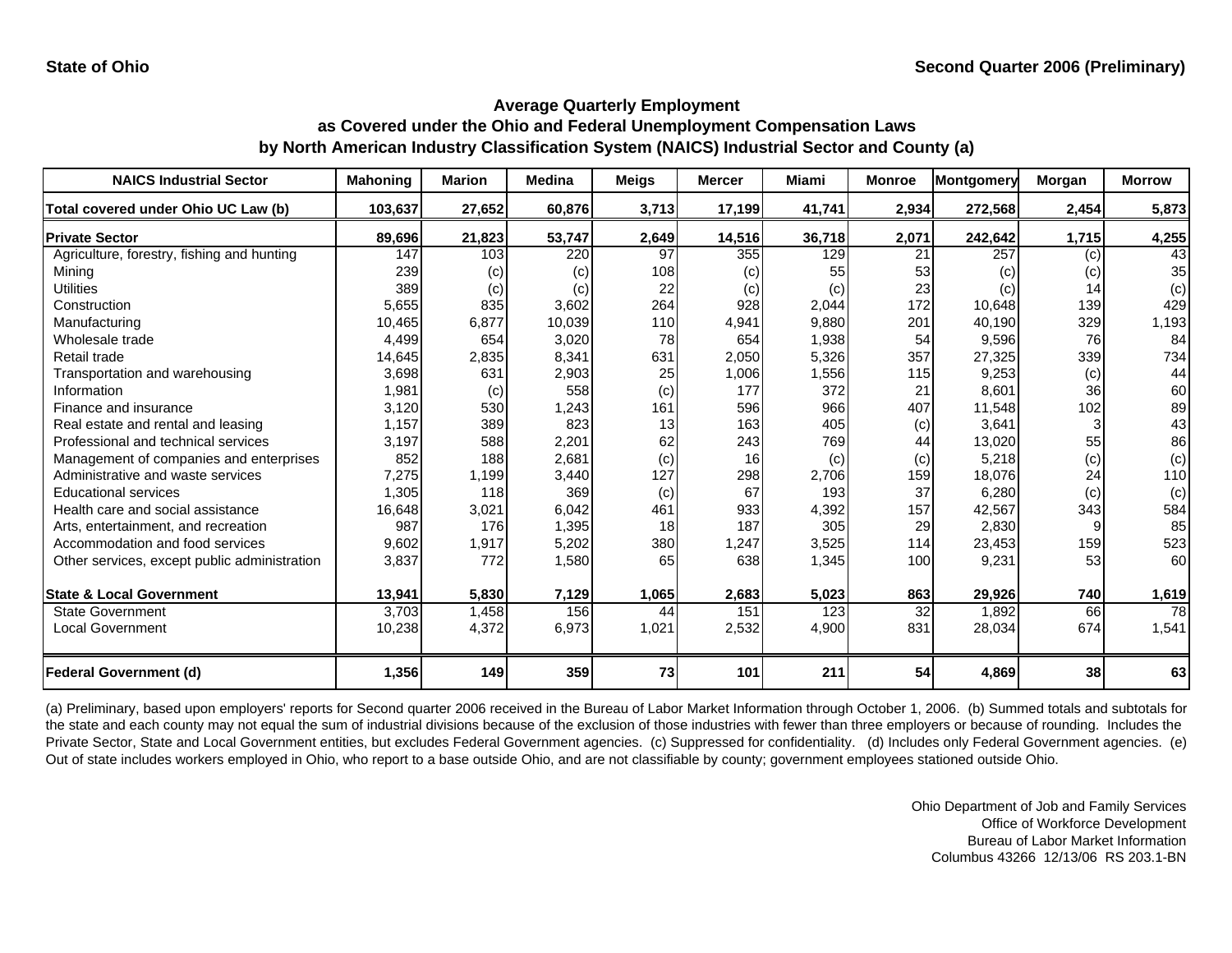State of Ohio | Second Quarter 2006 (Preliminary)

## Average Quarterly Employment as Covered under the Ohio and Federal Unemployment Compensation Laws by North American Industry Classification System (NAICS) Industrial Sector and County (a)

| NAICS Industrial Sector | Mahoning | Marion | Medina | Meigs | Mercer | Miami | Monroe | Montgomery | Morgan | Morrow |
|---|---|---|---|---|---|---|---|---|---|---|
| **Total covered under Ohio UC Law (b)** | **103,637** | **27,652** | **60,876** | **3,713** | **17,199** | **41,741** | **2,934** | **272,568** | **2,454** | **5,873** |
| **Private Sector** | **89,696** | **21,823** | **53,747** | **2,649** | **14,516** | **36,718** | **2,071** | **242,642** | **1,715** | **4,255** |
| Agriculture, forestry, fishing and hunting | 147 | 103 | 220 | 97 | 355 | 129 | 21 | 257 | (c) | 43 |
| Mining | 239 | (c) | (c) | 108 | (c) | 55 | 53 | (c) | (c) | 35 |
| Utilities | 389 | (c) | (c) | 22 | (c) | (c) | 23 | (c) | 14 | (c) |
| Construction | 5,655 | 835 | 3,602 | 264 | 928 | 2,044 | 172 | 10,648 | 139 | 429 |
| Manufacturing | 10,465 | 6,877 | 10,039 | 110 | 4,941 | 9,880 | 201 | 40,190 | 329 | 1,193 |
| Wholesale trade | 4,499 | 654 | 3,020 | 78 | 654 | 1,938 | 54 | 9,596 | 76 | 84 |
| Retail trade | 14,645 | 2,835 | 8,341 | 631 | 2,050 | 5,326 | 357 | 27,325 | 339 | 734 |
| Transportation and warehousing | 3,698 | 631 | 2,903 | 25 | 1,006 | 1,556 | 115 | 9,253 | (c) | 44 |
| Information | 1,981 | (c) | 558 | (c) | 177 | 372 | 21 | 8,601 | 36 | 60 |
| Finance and insurance | 3,120 | 530 | 1,243 | 161 | 596 | 966 | 407 | 11,548 | 102 | 89 |
| Real estate and rental and leasing | 1,157 | 389 | 823 | 13 | 163 | 405 | (c) | 3,641 | 3 | 43 |
| Professional and technical services | 3,197 | 588 | 2,201 | 62 | 243 | 769 | 44 | 13,020 | 55 | 86 |
| Management of companies and enterprises | 852 | 188 | 2,681 | (c) | 16 | (c) | (c) | 5,218 | (c) | (c) |
| Administrative and waste services | 7,275 | 1,199 | 3,440 | 127 | 298 | 2,706 | 159 | 18,076 | 24 | 110 |
| Educational services | 1,305 | 118 | 369 | (c) | 67 | 193 | 37 | 6,280 | (c) | (c) |
| Health care and social assistance | 16,648 | 3,021 | 6,042 | 461 | 933 | 4,392 | 157 | 42,567 | 343 | 584 |
| Arts, entertainment, and recreation | 987 | 176 | 1,395 | 18 | 187 | 305 | 29 | 2,830 | 9 | 85 |
| Accommodation and food services | 9,602 | 1,917 | 5,202 | 380 | 1,247 | 3,525 | 114 | 23,453 | 159 | 523 |
| Other services, except public administration | 3,837 | 772 | 1,580 | 65 | 638 | 1,345 | 100 | 9,231 | 53 | 60 |
| **State & Local Government** | **13,941** | **5,830** | **7,129** | **1,065** | **2,683** | **5,023** | **863** | **29,926** | **740** | **1,619** |
| State Government | 3,703 | 1,458 | 156 | 44 | 151 | 123 | 32 | 1,892 | 66 | 78 |
| Local Government | 10,238 | 4,372 | 6,973 | 1,021 | 2,532 | 4,900 | 831 | 28,034 | 674 | 1,541 |
| **Federal Government (d)** | **1,356** | **149** | **359** | **73** | **101** | **211** | **54** | **4,869** | **38** | **63** |

(a) Preliminary, based upon employers' reports for Second quarter 2006 received in the Bureau of Labor Market Information through October 1, 2006. (b) Summed totals and subtotals for the state and each county may not equal the sum of industrial divisions because of the exclusion of those industries with fewer than three employers or because of rounding. Includes the Private Sector, State and Local Government entities, but excludes Federal Government agencies. (c) Suppressed for confidentiality. (d) Includes only Federal Government agencies. (e) Out of state includes workers employed in Ohio, who report to a base outside Ohio, and are not classifiable by county; government employees stationed outside Ohio.

Ohio Department of Job and Family Services
Office of Workforce Development
Bureau of Labor Market Information
Columbus 43266 12/13/06 RS 203.1-BN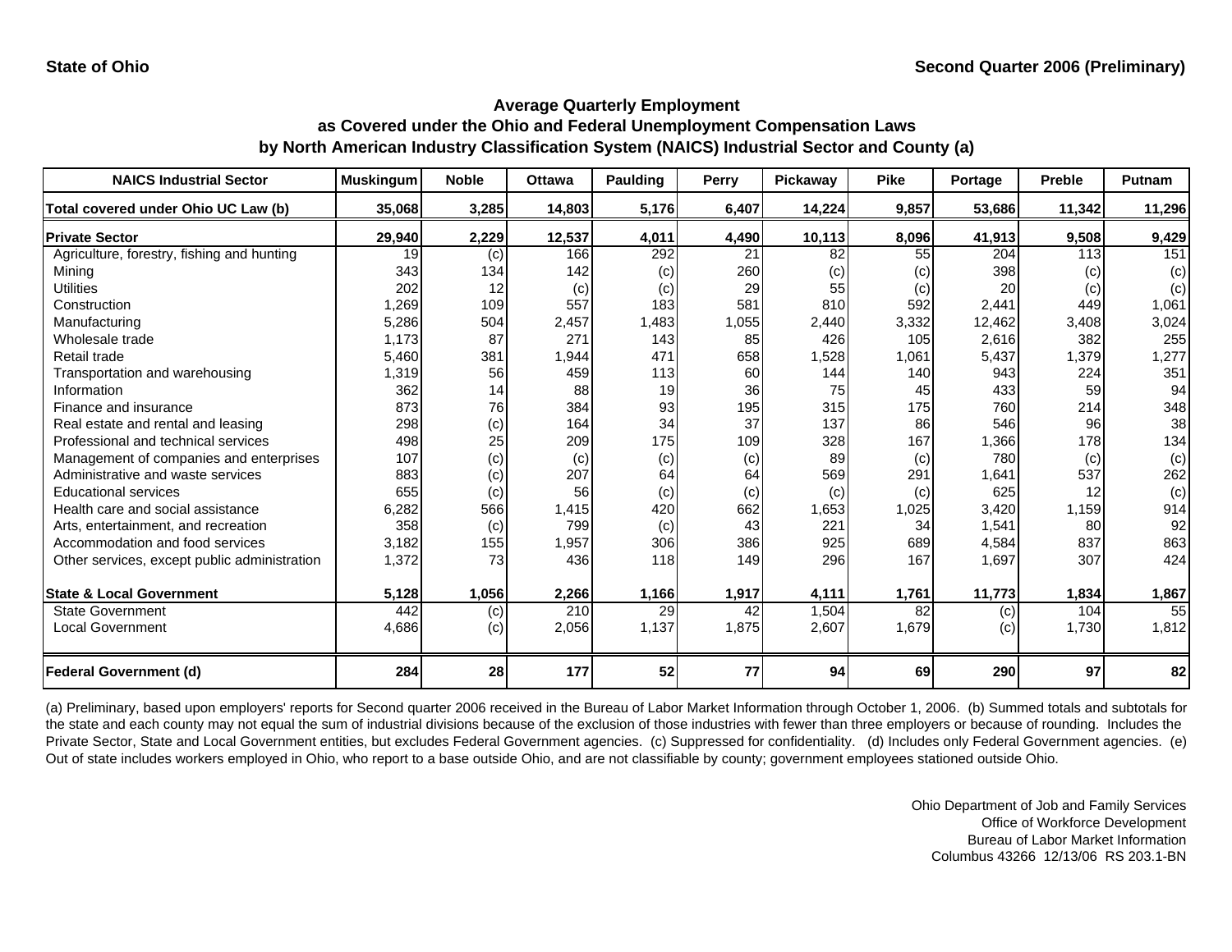State of Ohio | Second Quarter 2006 (Preliminary)

## Average Quarterly Employment
## as Covered under the Ohio and Federal Unemployment Compensation Laws
## by North American Industry Classification System (NAICS) Industrial Sector and County (a)

| NAICS Industrial Sector | Muskingum | Noble | Ottawa | Paulding | Perry | Pickaway | Pike | Portage | Preble | Putnam |
|---|---|---|---|---|---|---|---|---|---|---|
| **Total covered under Ohio UC Law (b)** | **35,068** | **3,285** | **14,803** | **5,176** | **6,407** | **14,224** | **9,857** | **53,686** | **11,342** | **11,296** |
| **Private Sector** | **29,940** | **2,229** | **12,537** | **4,011** | **4,490** | **10,113** | **8,096** | **41,913** | **9,508** | **9,429** |
| Agriculture, forestry, fishing and hunting | 19 | (c) | 166 | 292 | 21 | 82 | 55 | 204 | 113 | 151 |
| Mining | 343 | 134 | 142 | (c) | 260 | (c) | (c) | 398 | (c) | (c) |
| Utilities | 202 | 12 | (c) | (c) | 29 | 55 | (c) | 20 | (c) | (c) |
| Construction | 1,269 | 109 | 557 | 183 | 581 | 810 | 592 | 2,441 | 449 | 1,061 |
| Manufacturing | 5,286 | 504 | 2,457 | 1,483 | 1,055 | 2,440 | 3,332 | 12,462 | 3,408 | 3,024 |
| Wholesale trade | 1,173 | 87 | 271 | 143 | 85 | 426 | 105 | 2,616 | 382 | 255 |
| Retail trade | 5,460 | 381 | 1,944 | 471 | 658 | 1,528 | 1,061 | 5,437 | 1,379 | 1,277 |
| Transportation and warehousing | 1,319 | 56 | 459 | 113 | 60 | 144 | 140 | 943 | 224 | 351 |
| Information | 362 | 14 | 88 | 19 | 36 | 75 | 45 | 433 | 59 | 94 |
| Finance and insurance | 873 | 76 | 384 | 93 | 195 | 315 | 175 | 760 | 214 | 348 |
| Real estate and rental and leasing | 298 | (c) | 164 | 34 | 37 | 137 | 86 | 546 | 96 | 38 |
| Professional and technical services | 498 | 25 | 209 | 175 | 109 | 328 | 167 | 1,366 | 178 | 134 |
| Management of companies and enterprises | 107 | (c) | (c) | (c) | (c) | 89 | (c) | 780 | (c) | (c) |
| Administrative and waste services | 883 | (c) | 207 | 64 | 64 | 569 | 291 | 1,641 | 537 | 262 |
| Educational services | 655 | (c) | 56 | (c) | (c) | (c) | (c) | 625 | 12 | (c) |
| Health care and social assistance | 6,282 | 566 | 1,415 | 420 | 662 | 1,653 | 1,025 | 3,420 | 1,159 | 914 |
| Arts, entertainment, and recreation | 358 | (c) | 799 | (c) | 43 | 221 | 34 | 1,541 | 80 | 92 |
| Accommodation and food services | 3,182 | 155 | 1,957 | 306 | 386 | 925 | 689 | 4,584 | 837 | 863 |
| Other services, except public administration | 1,372 | 73 | 436 | 118 | 149 | 296 | 167 | 1,697 | 307 | 424 |
| **State & Local Government** | **5,128** | **1,056** | **2,266** | **1,166** | **1,917** | **4,111** | **1,761** | **11,773** | **1,834** | **1,867** |
| State Government | 442 | (c) | 210 | 29 | 42 | 1,504 | 82 | (c) | 104 | 55 |
| Local Government | 4,686 | (c) | 2,056 | 1,137 | 1,875 | 2,607 | 1,679 | (c) | 1,730 | 1,812 |
| **Federal Government (d)** | **284** | **28** | **177** | **52** | **77** | **94** | **69** | **290** | **97** | **82** |

(a) Preliminary, based upon employers' reports for Second quarter 2006 received in the Bureau of Labor Market Information through October 1, 2006. (b) Summed totals and subtotals for the state and each county may not equal the sum of industrial divisions because of the exclusion of those industries with fewer than three employers or because of rounding. Includes the Private Sector, State and Local Government entities, but excludes Federal Government agencies. (c) Suppressed for confidentiality. (d) Includes only Federal Government agencies. (e) Out of state includes workers employed in Ohio, who report to a base outside Ohio, and are not classifiable by county; government employees stationed outside Ohio.

Ohio Department of Job and Family Services
Office of Workforce Development
Bureau of Labor Market Information
Columbus 43266 12/13/06 RS 203.1-BN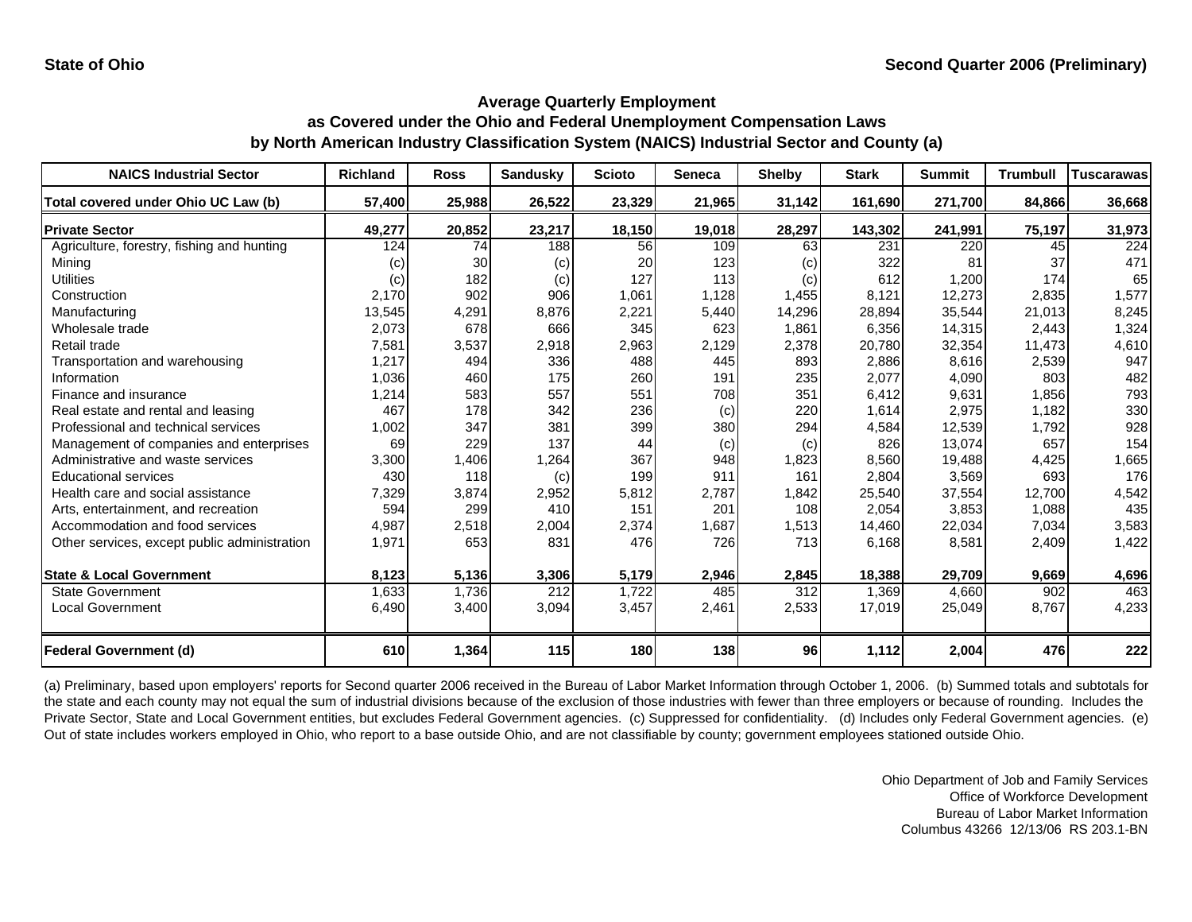State of Ohio | Second Quarter 2006 (Preliminary)

## Average Quarterly Employment as Covered under the Ohio and Federal Unemployment Compensation Laws by North American Industry Classification System (NAICS) Industrial Sector and County (a)

| NAICS Industrial Sector | Richland | Ross | Sandusky | Scioto | Seneca | Shelby | Stark | Summit | Trumbull | Tuscarawas |
|---|---|---|---|---|---|---|---|---|---|---|
| **Total covered under Ohio UC Law (b)** | **57,400** | **25,988** | **26,522** | **23,329** | **21,965** | **31,142** | **161,690** | **271,700** | **84,866** | **36,668** |
| **Private Sector** | **49,277** | **20,852** | **23,217** | **18,150** | **19,018** | **28,297** | **143,302** | **241,991** | **75,197** | **31,973** |
| Agriculture, forestry, fishing and hunting | 124 | 74 | 188 | 56 | 109 | 63 | 231 | 220 | 45 | 224 |
| Mining | (c) | 30 | (c) | 20 | 123 | (c) | 322 | 81 | 37 | 471 |
| Utilities | (c) | 182 | (c) | 127 | 113 | (c) | 612 | 1,200 | 174 | 65 |
| Construction | 2,170 | 902 | 906 | 1,061 | 1,128 | 1,455 | 8,121 | 12,273 | 2,835 | 1,577 |
| Manufacturing | 13,545 | 4,291 | 8,876 | 2,221 | 5,440 | 14,296 | 28,894 | 35,544 | 21,013 | 8,245 |
| Wholesale trade | 2,073 | 678 | 666 | 345 | 623 | 1,861 | 6,356 | 14,315 | 2,443 | 1,324 |
| Retail trade | 7,581 | 3,537 | 2,918 | 2,963 | 2,129 | 2,378 | 20,780 | 32,354 | 11,473 | 4,610 |
| Transportation and warehousing | 1,217 | 494 | 336 | 488 | 445 | 893 | 2,886 | 8,616 | 2,539 | 947 |
| Information | 1,036 | 460 | 175 | 260 | 191 | 235 | 2,077 | 4,090 | 803 | 482 |
| Finance and insurance | 1,214 | 583 | 557 | 551 | 708 | 351 | 6,412 | 9,631 | 1,856 | 793 |
| Real estate and rental and leasing | 467 | 178 | 342 | 236 | (c) | 220 | 1,614 | 2,975 | 1,182 | 330 |
| Professional and technical services | 1,002 | 347 | 381 | 399 | 380 | 294 | 4,584 | 12,539 | 1,792 | 928 |
| Management of companies and enterprises | 69 | 229 | 137 | 44 | (c) | (c) | 826 | 13,074 | 657 | 154 |
| Administrative and waste services | 3,300 | 1,406 | 1,264 | 367 | 948 | 1,823 | 8,560 | 19,488 | 4,425 | 1,665 |
| Educational services | 430 | 118 | (c) | 199 | 911 | 161 | 2,804 | 3,569 | 693 | 176 |
| Health care and social assistance | 7,329 | 3,874 | 2,952 | 5,812 | 2,787 | 1,842 | 25,540 | 37,554 | 12,700 | 4,542 |
| Arts, entertainment, and recreation | 594 | 299 | 410 | 151 | 201 | 108 | 2,054 | 3,853 | 1,088 | 435 |
| Accommodation and food services | 4,987 | 2,518 | 2,004 | 2,374 | 1,687 | 1,513 | 14,460 | 22,034 | 7,034 | 3,583 |
| Other services, except public administration | 1,971 | 653 | 831 | 476 | 726 | 713 | 6,168 | 8,581 | 2,409 | 1,422 |
| **State & Local Government** | **8,123** | **5,136** | **3,306** | **5,179** | **2,946** | **2,845** | **18,388** | **29,709** | **9,669** | **4,696** |
| State Government | 1,633 | 1,736 | 212 | 1,722 | 485 | 312 | 1,369 | 4,660 | 902 | 463 |
| Local Government | 6,490 | 3,400 | 3,094 | 3,457 | 2,461 | 2,533 | 17,019 | 25,049 | 8,767 | 4,233 |
| **Federal Government (d)** | **610** | **1,364** | **115** | **180** | **138** | **96** | **1,112** | **2,004** | **476** | **222** |

(a) Preliminary, based upon employers' reports for Second quarter 2006 received in the Bureau of Labor Market Information through October 1, 2006. (b) Summed totals and subtotals for the state and each county may not equal the sum of industrial divisions because of the exclusion of those industries with fewer than three employers or because of rounding. Includes the Private Sector, State and Local Government entities, but excludes Federal Government agencies. (c) Suppressed for confidentiality. (d) Includes only Federal Government agencies. (e) Out of state includes workers employed in Ohio, who report to a base outside Ohio, and are not classifiable by county; government employees stationed outside Ohio.

Ohio Department of Job and Family Services
Office of Workforce Development
Bureau of Labor Market Information
Columbus 43266 12/13/06 RS 203.1-BN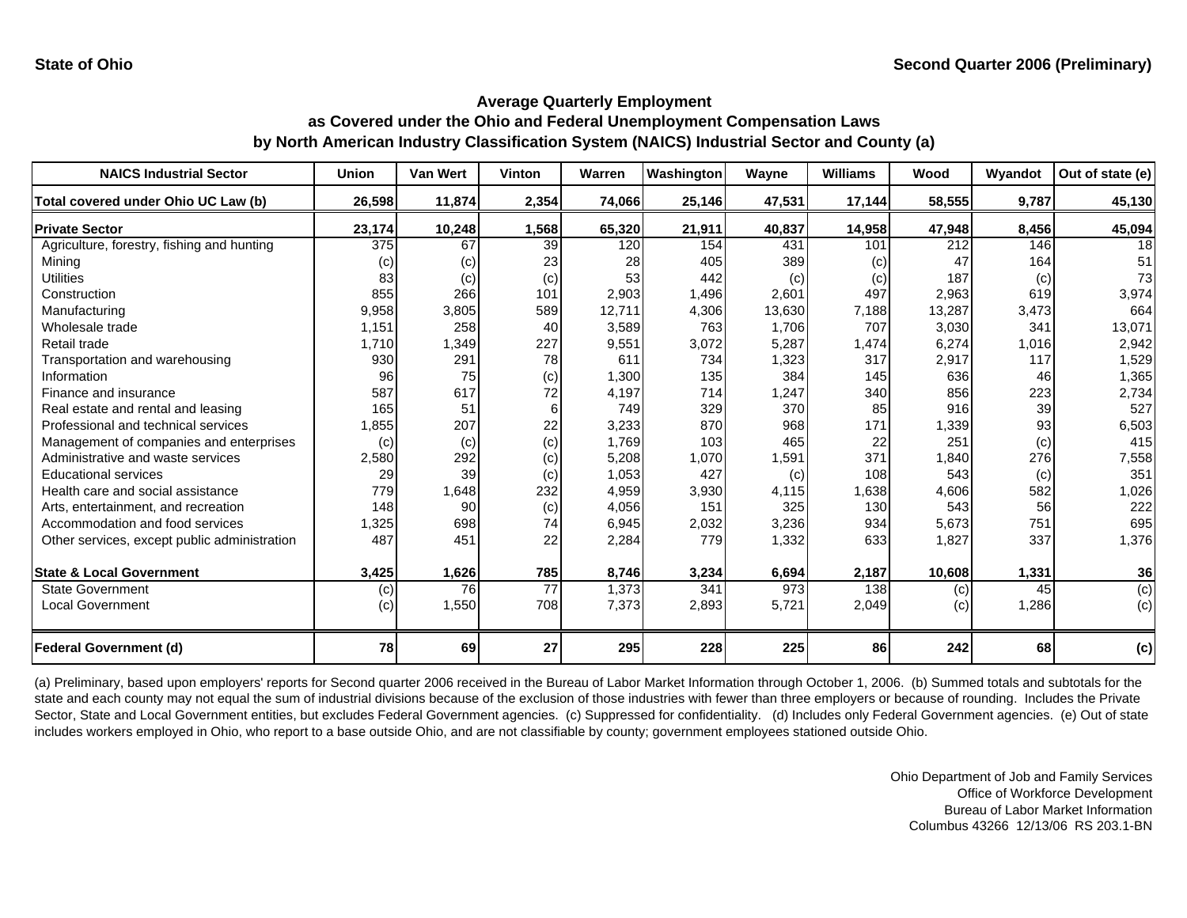State of Ohio | Second Quarter 2006 (Preliminary)

## Average Quarterly Employment
## as Covered under the Ohio and Federal Unemployment Compensation Laws
## by North American Industry Classification System (NAICS) Industrial Sector and County (a)

| NAICS Industrial Sector | Union | Van Wert | Vinton | Warren | Washington | Wayne | Williams | Wood | Wyandot | Out of state (e) |
|---|---|---|---|---|---|---|---|---|---|---|
| **Total covered under Ohio UC Law (b)** | **26,598** | **11,874** | **2,354** | **74,066** | **25,146** | **47,531** | **17,144** | **58,555** | **9,787** | **45,130** |
| **Private Sector** | **23,174** | **10,248** | **1,568** | **65,320** | **21,911** | **40,837** | **14,958** | **47,948** | **8,456** | **45,094** |
| Agriculture, forestry, fishing and hunting | 375 | 67 | 39 | 120 | 154 | 431 | 101 | 212 | 146 | 18 |
| Mining | (c) | (c) | 23 | 28 | 405 | 389 | (c) | 47 | 164 | 51 |
| Utilities | 83 | (c) | (c) | 53 | 442 | (c) | (c) | 187 | (c) | 73 |
| Construction | 855 | 266 | 101 | 2,903 | 1,496 | 2,601 | 497 | 2,963 | 619 | 3,974 |
| Manufacturing | 9,958 | 3,805 | 589 | 12,711 | 4,306 | 13,630 | 7,188 | 13,287 | 3,473 | 664 |
| Wholesale trade | 1,151 | 258 | 40 | 3,589 | 763 | 1,706 | 707 | 3,030 | 341 | 13,071 |
| Retail trade | 1,710 | 1,349 | 227 | 9,551 | 3,072 | 5,287 | 1,474 | 6,274 | 1,016 | 2,942 |
| Transportation and warehousing | 930 | 291 | 78 | 611 | 734 | 1,323 | 317 | 2,917 | 117 | 1,529 |
| Information | 96 | 75 | (c) | 1,300 | 135 | 384 | 145 | 636 | 46 | 1,365 |
| Finance and insurance | 587 | 617 | 72 | 4,197 | 714 | 1,247 | 340 | 856 | 223 | 2,734 |
| Real estate and rental and leasing | 165 | 51 | 6 | 749 | 329 | 370 | 85 | 916 | 39 | 527 |
| Professional and technical services | 1,855 | 207 | 22 | 3,233 | 870 | 968 | 171 | 1,339 | 93 | 6,503 |
| Management of companies and enterprises | (c) | (c) | (c) | 1,769 | 103 | 465 | 22 | 251 | (c) | 415 |
| Administrative and waste services | 2,580 | 292 | (c) | 5,208 | 1,070 | 1,591 | 371 | 1,840 | 276 | 7,558 |
| Educational services | 29 | 39 | (c) | 1,053 | 427 | (c) | 108 | 543 | (c) | 351 |
| Health care and social assistance | 779 | 1,648 | 232 | 4,959 | 3,930 | 4,115 | 1,638 | 4,606 | 582 | 1,026 |
| Arts, entertainment, and recreation | 148 | 90 | (c) | 4,056 | 151 | 325 | 130 | 543 | 56 | 222 |
| Accommodation and food services | 1,325 | 698 | 74 | 6,945 | 2,032 | 3,236 | 934 | 5,673 | 751 | 695 |
| Other services, except public administration | 487 | 451 | 22 | 2,284 | 779 | 1,332 | 633 | 1,827 | 337 | 1,376 |
| **State & Local Government** | **3,425** | **1,626** | **785** | **8,746** | **3,234** | **6,694** | **2,187** | **10,608** | **1,331** | **36** |
| State Government | (c) | 76 | 77 | 1,373 | 341 | 973 | 138 | (c) | 45 | (c) |
| Local Government | (c) | 1,550 | 708 | 7,373 | 2,893 | 5,721 | 2,049 | (c) | 1,286 | (c) |
| **Federal Government (d)** | **78** | **69** | **27** | **295** | **228** | **225** | **86** | **242** | **68** | **(c)** |

(a) Preliminary, based upon employers' reports for Second quarter 2006 received in the Bureau of Labor Market Information through October 1, 2006. (b) Summed totals and subtotals for the state and each county may not equal the sum of industrial divisions because of the exclusion of those industries with fewer than three employers or because of rounding. Includes the Private Sector, State and Local Government entities, but excludes Federal Government agencies. (c) Suppressed for confidentiality. (d) Includes only Federal Government agencies. (e) Out of state includes workers employed in Ohio, who report to a base outside Ohio, and are not classifiable by county; government employees stationed outside Ohio.

Ohio Department of Job and Family Services
Office of Workforce Development
Bureau of Labor Market Information
Columbus 43266 12/13/06 RS 203.1-BN